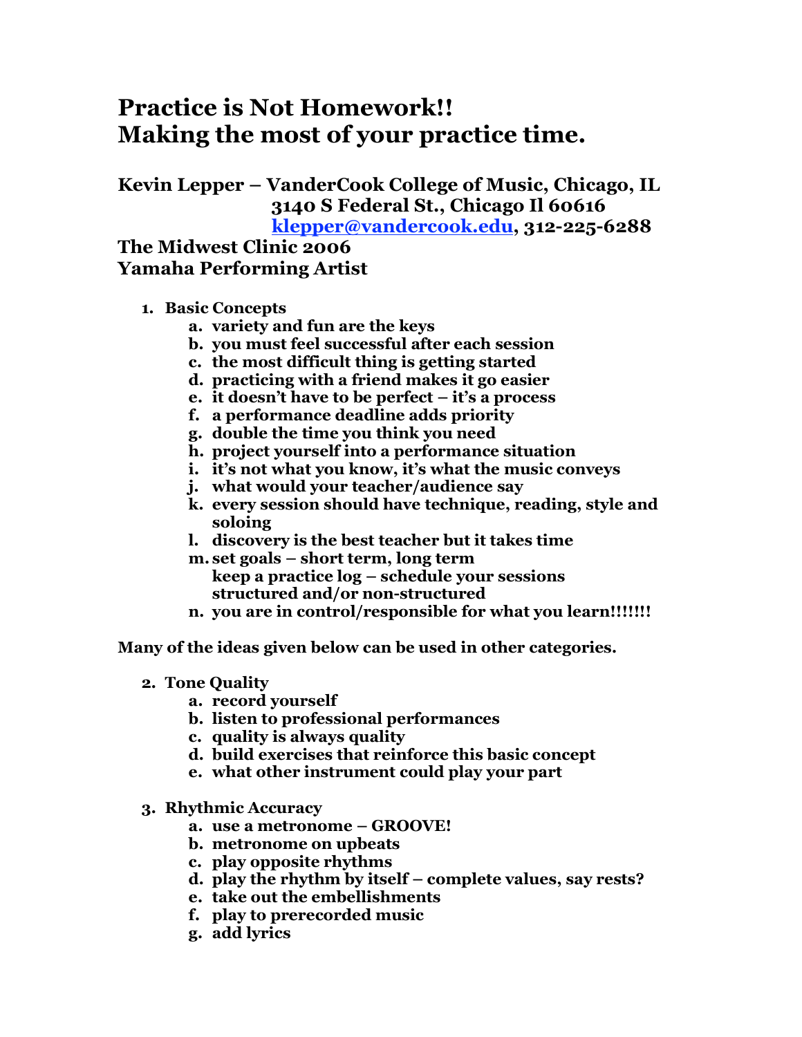# Practice is Not Homework!!
# Making the most of your practice time.

**Kevin Lepper – VanderCook College of Music, Chicago, IL**
**3140 S Federal St., Chicago Il 60616**
**[klepper@vandercook.edu](mailto:klepper@vandercook.edu), 312-225-6288**
**The Midwest Clinic 2006**
**Yamaha Performing Artist**

1. **Basic Concepts**
    a. variety and fun are the keys
    b. you must feel successful after each session
    c. the most difficult thing is getting started
    d. practicing with a friend makes it go easier
    e. it doesn't have to be perfect – it's a process
    f. a performance deadline adds priority
    g. double the time you think you need
    h. project yourself into a performance situation
    i. it's not what you know, it's what the music conveys
    j. what would your teacher/audience say
    k. every session should have technique, reading, style and soloing
    l. discovery is the best teacher but it takes time
    m. set goals – short term, long term
       keep a practice log – schedule your sessions
       structured and/or non-structured
    n. you are in control/responsible for what you learn!!!!!!!

**Many of the ideas given below can be used in other categories.**

2. **Tone Quality**
    a. record yourself
    b. listen to professional performances
    c. quality is always quality
    d. build exercises that reinforce this basic concept
    e. what other instrument could play your part

3. **Rhythmic Accuracy**
    a. use a metronome – GROOVE!
    b. metronome on upbeats
    c. play opposite rhythms
    d. play the rhythm by itself – complete values, say rests?
    e. take out the embellishments
    f. play to prerecorded music
    g. add lyrics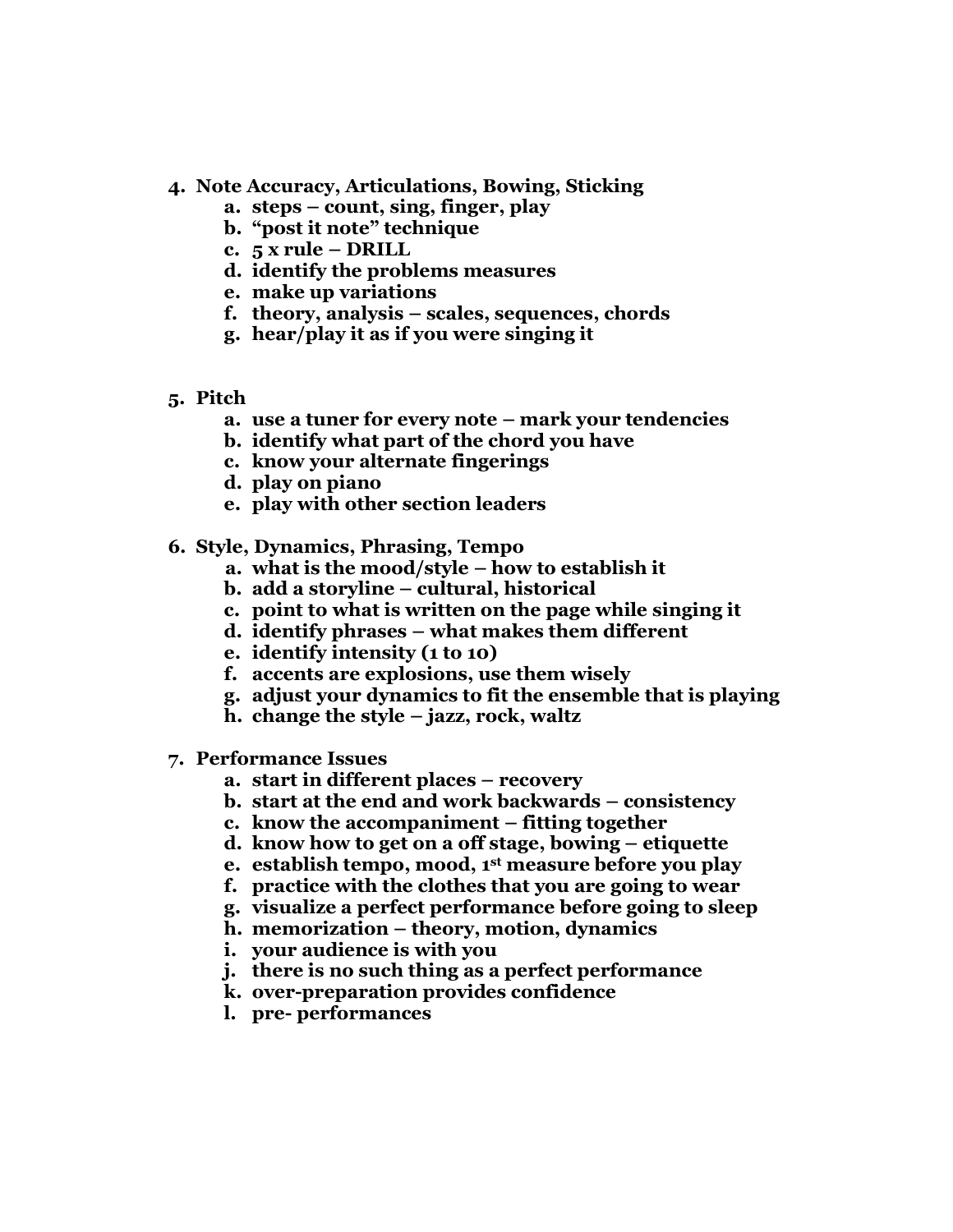4. **Note Accuracy, Articulations, Bowing, Sticking**
    a. **steps – count, sing, finger, play**
    b. **"post it note" technique**
    c. **5 x rule – DRILL**
    d. **identify the problems measures**
    e. **make up variations**
    f. **theory, analysis – scales, sequences, chords**
    g. **hear/play it as if you were singing it**

5. **Pitch**
    a. **use a tuner for every note – mark your tendencies**
    b. **identify what part of the chord you have**
    c. **know your alternate fingerings**
    d. **play on piano**
    e. **play with other section leaders**

6. **Style, Dynamics, Phrasing, Tempo**
    a. **what is the mood/style – how to establish it**
    b. **add a storyline – cultural, historical**
    c. **point to what is written on the page while singing it**
    d. **identify phrases – what makes them different**
    e. **identify intensity (1 to 10)**
    f. **accents are explosions, use them wisely**
    g. **adjust your dynamics to fit the ensemble that is playing**
    h. **change the style – jazz, rock, waltz**

7. **Performance Issues**
    a. **start in different places – recovery**
    b. **start at the end and work backwards – consistency**
    c. **know the accompaniment – fitting together**
    d. **know how to get on a off stage, bowing – etiquette**
    e. **establish tempo, mood, 1st measure before you play**
    f. **practice with the clothes that you are going to wear**
    g. **visualize a perfect performance before going to sleep**
    h. **memorization – theory, motion, dynamics**
    i. **your audience is with you**
    j. **there is no such thing as a perfect performance**
    k. **over-preparation provides confidence**
    l. **pre- performances**